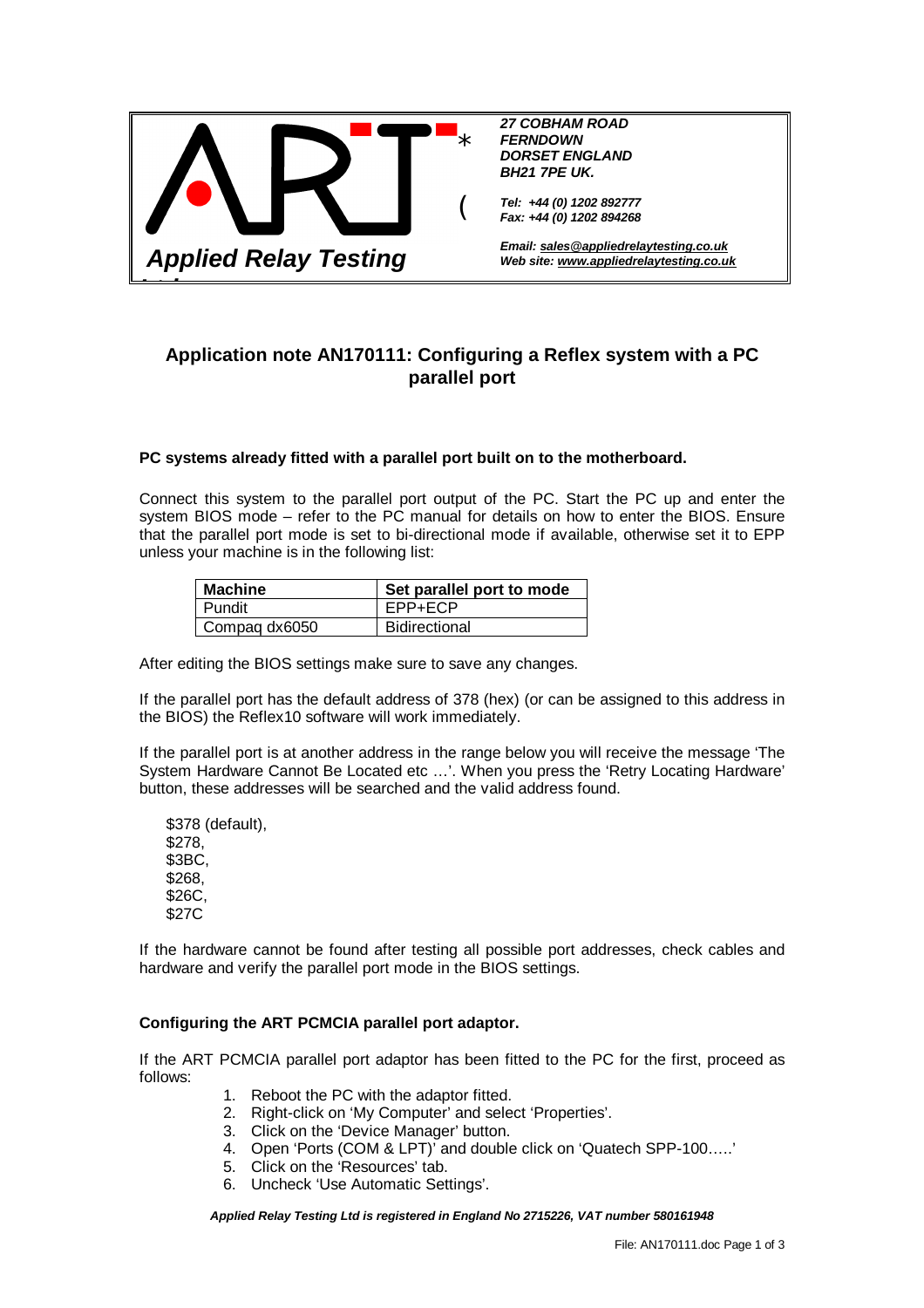Applied Relay Testing

*27 COBHAM ROAD*
*FERNDOWN*
*DORSET ENGLAND*
*BH21 7PE UK.*

*Tel: +44 (0) 1202 892777*
*Fax: +44 (0) 1202 894268*

*Email: sales@appliedrelaytesting.co.uk*
*Web site: www.appliedrelaytesting.co.uk*

## Application note AN170111: Configuring a Reflex system with a PC parallel port

**PC systems already fitted with a parallel port built on to the motherboard.**

Connect this system to the parallel port output of the PC. Start the PC up and enter the system BIOS mode – refer to the PC manual for details on how to enter the BIOS. Ensure that the parallel port mode is set to bi-directional mode if available, otherwise set it to EPP unless your machine is in the following list:

| Machine | Set parallel port to mode |
|---|---|
| Pundit | EPP+ECP |
| Compaq dx6050 | Bidirectional |

After editing the BIOS settings make sure to save any changes.

If the parallel port has the default address of 378 (hex) (or can be assigned to this address in the BIOS) the Reflex10 software will work immediately.

If the parallel port is at another address in the range below you will receive the message 'The System Hardware Cannot Be Located etc …'. When you press the 'Retry Locating Hardware' button, these addresses will be searched and the valid address found.

$378 (default),
$278,
$3BC,
$268,
$26C,
$27C

If the hardware cannot be found after testing all possible port addresses, check cables and hardware and verify the parallel port mode in the BIOS settings.

**Configuring the ART PCMCIA parallel port adaptor.**

If the ART PCMCIA parallel port adaptor has been fitted to the PC for the first, proceed as follows:

1. Reboot the PC with the adaptor fitted.
2. Right-click on 'My Computer' and select 'Properties'.
3. Click on the 'Device Manager' button.
4. Open 'Ports (COM & LPT)' and double click on 'Quatech SPP-100…..'
5. Click on the 'Resources' tab.
6. Uncheck 'Use Automatic Settings'.

*Applied Relay Testing Ltd is registered in England No 2715226, VAT number 580161948*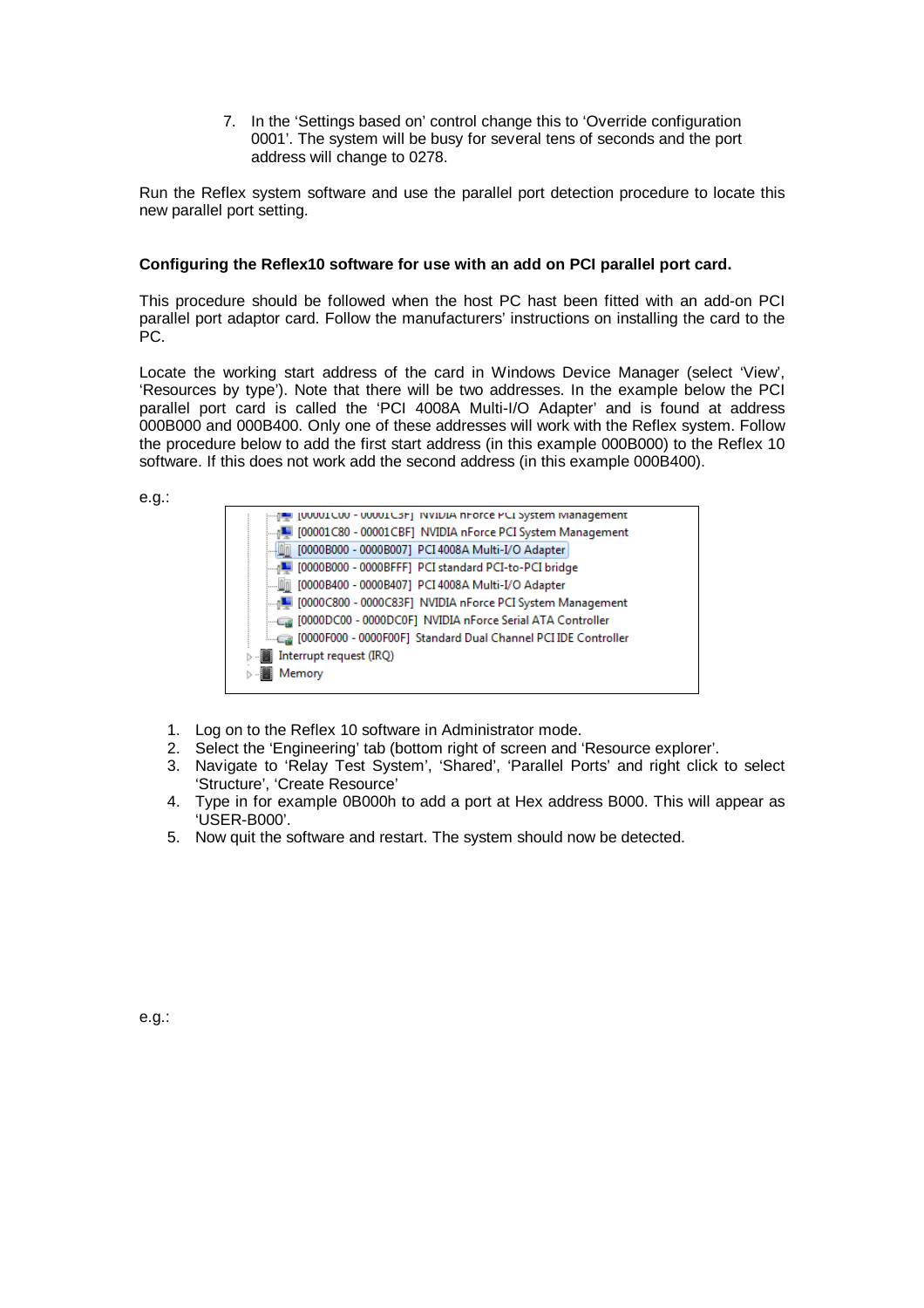7. In the ‘Settings based on’ control change this to ‘Override configuration 0001’. The system will be busy for several tens of seconds and the port address will change to 0278.

Run the Reflex system software and use the parallel port detection procedure to locate this new parallel port setting.

**Configuring the Reflex10 software for use with an add on PCI parallel port card.**

This procedure should be followed when the host PC hast been fitted with an add-on PCI parallel port adaptor card. Follow the manufacturers’ instructions on installing the card to the PC.

Locate the working start address of the card in Windows Device Manager (select ‘View’, ‘Resources by type’). Note that there will be two addresses. In the example below the PCI parallel port card is called the ‘PCI 4008A Multi-I/O Adapter’ and is found at address 000B000 and 000B400. Only one of these addresses will work with the Reflex system. Follow the procedure below to add the first start address (in this example 000B000) to the Reflex 10 software. If this does not work add the second address (in this example 000B400).

e.g.:

```
[00001C00 - 00001C3F]  NVIDIA nForce PCI System Management
[00001C80 - 00001CBF]  NVIDIA nForce PCI System Management
[0000B000 - 0000B007]  PCI 4008A Multi-I/O Adapter
[0000B000 - 0000BFFF]  PCI standard PCI-to-PCI bridge
[0000B400 - 0000B407]  PCI 4008A Multi-I/O Adapter
[0000C800 - 0000C83F]  NVIDIA nForce PCI System Management
[0000DC00 - 0000DC0F]  NVIDIA nForce Serial ATA Controller
[0000F000 - 0000F00F]  Standard Dual Channel PCI IDE Controller
Interrupt request (IRQ)
Memory
```

1. Log on to the Reflex 10 software in Administrator mode.
2. Select the ‘Engineering’ tab (bottom right of screen and ‘Resource explorer’.
3. Navigate to ‘Relay Test System’, ‘Shared’, ‘Parallel Ports’ and right click to select ‘Structure’, ‘Create Resource’
4. Type in for example 0B000h to add a port at Hex address B000. This will appear as ‘USER-B000’.
5. Now quit the software and restart. The system should now be detected.

e.g.: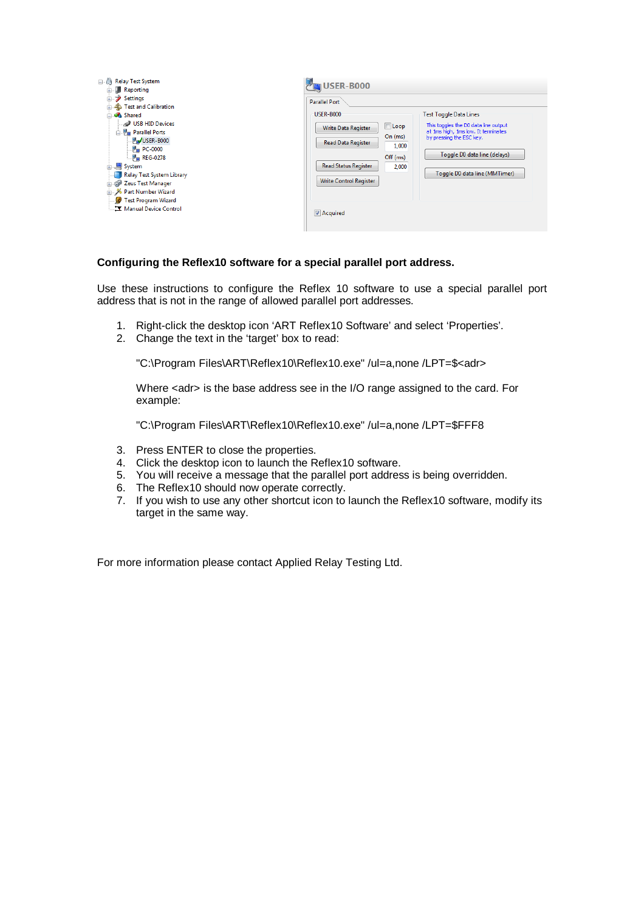**Configuring the Reflex10 software for a special parallel port address.**

Use these instructions to configure the Reflex 10 software to use a special parallel port address that is not in the range of allowed parallel port addresses.

1. Right-click the desktop icon ‘ART Reflex10 Software’ and select ‘Properties’.
2. Change the text in the ‘target’ box to read:

   "C:\Program Files\ART\Reflex10\Reflex10.exe" /ul=a,none /LPT=$<adr>

   Where <adr> is the base address see in the I/O range assigned to the card. For example:

   "C:\Program Files\ART\Reflex10\Reflex10.exe" /ul=a,none /LPT=$FFF8

3. Press ENTER to close the properties.
4. Click the desktop icon to launch the Reflex10 software.
5. You will receive a message that the parallel port address is being overridden.
6. The Reflex10 should now operate correctly.
7. If you wish to use any other shortcut icon to launch the Reflex10 software, modify its target in the same way.

For more information please contact Applied Relay Testing Ltd.